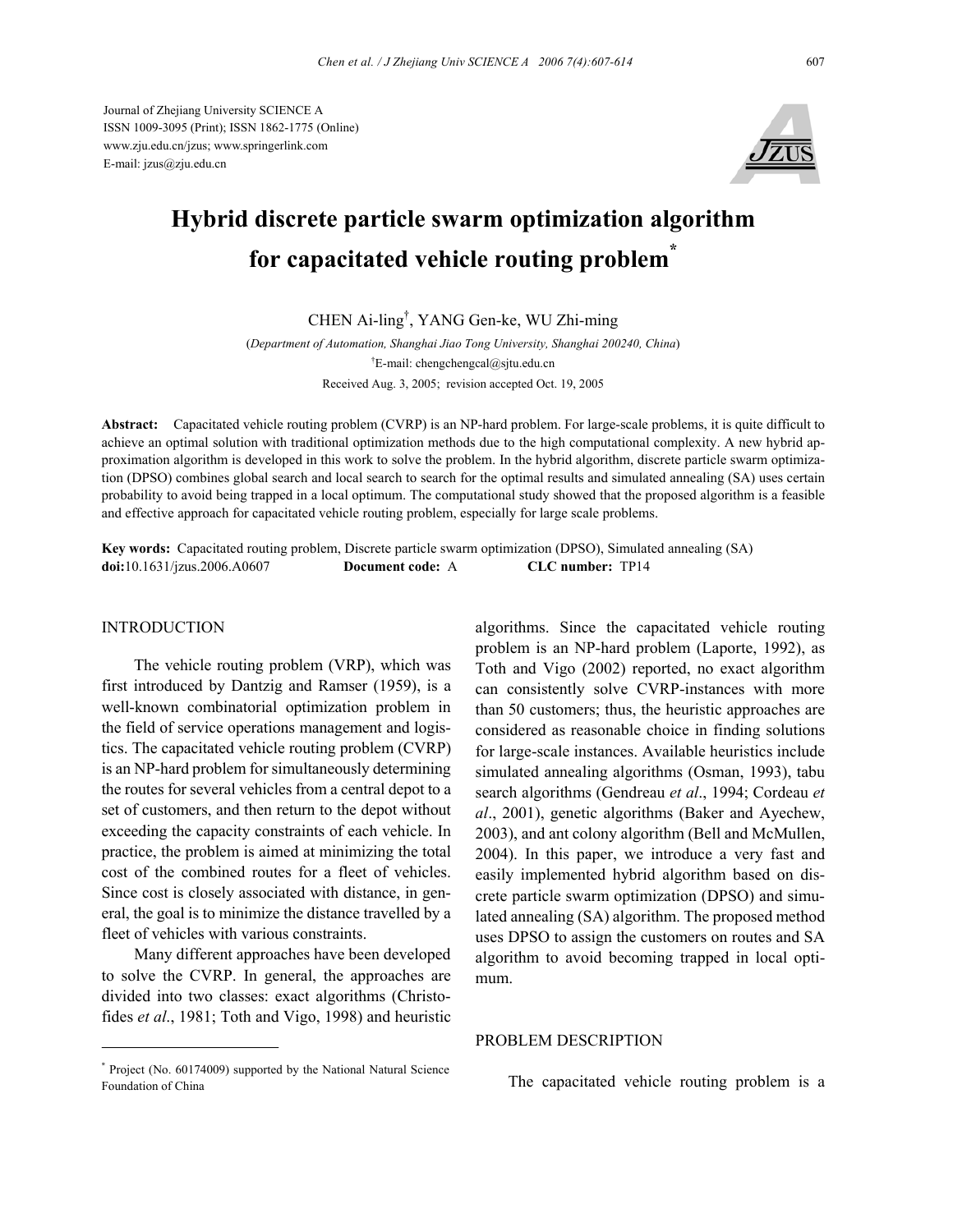Journal of Zhejiang University SCIENCE A
ISSN 1009-3095 (Print); ISSN 1862-1775 (Online)
www.zju.edu.cn/jzus; www.springerlink.com
E-mail: jzus@zju.edu.cn

# Hybrid discrete particle swarm optimization algorithm for capacitated vehicle routing problem*

CHEN Ai-ling[†], YANG Gen-ke, WU Zhi-ming

(*Department of Automation, Shanghai Jiao Tong University, Shanghai 200240, China*)

[†]E-mail: chengchengcal@sjtu.edu.cn

Received Aug. 3, 2005; revision accepted Oct. 19, 2005

**Abstract:** Capacitated vehicle routing problem (CVRP) is an NP-hard problem. For large-scale problems, it is quite difficult to achieve an optimal solution with traditional optimization methods due to the high computational complexity. A new hybrid approximation algorithm is developed in this work to solve the problem. In the hybrid algorithm, discrete particle swarm optimization (DPSO) combines global search and local search to search for the optimal results and simulated annealing (SA) uses certain probability to avoid being trapped in a local optimum. The computational study showed that the proposed algorithm is a feasible and effective approach for capacitated vehicle routing problem, especially for large scale problems.

**Key words:** Capacitated routing problem, Discrete particle swarm optimization (DPSO), Simulated annealing (SA)
**doi:**10.1631/jzus.2006.A0607 **Document code:** A **CLC number:** TP14

## INTRODUCTION

The vehicle routing problem (VRP), which was first introduced by Dantzig and Ramser (1959), is a well-known combinatorial optimization problem in the field of service operations management and logistics. The capacitated vehicle routing problem (CVRP) is an NP-hard problem for simultaneously determining the routes for several vehicles from a central depot to a set of customers, and then return to the depot without exceeding the capacity constraints of each vehicle. In practice, the problem is aimed at minimizing the total cost of the combined routes for a fleet of vehicles. Since cost is closely associated with distance, in general, the goal is to minimize the distance travelled by a fleet of vehicles with various constraints.

Many different approaches have been developed to solve the CVRP. In general, the approaches are divided into two classes: exact algorithms (Christofides *et al*., 1981; Toth and Vigo, 1998) and heuristic algorithms. Since the capacitated vehicle routing problem is an NP-hard problem (Laporte, 1992), as Toth and Vigo (2002) reported, no exact algorithm can consistently solve CVRP-instances with more than 50 customers; thus, the heuristic approaches are considered as reasonable choice in finding solutions for large-scale instances. Available heuristics include simulated annealing algorithms (Osman, 1993), tabu search algorithms (Gendreau *et al*., 1994; Cordeau *et al*., 2001), genetic algorithms (Baker and Ayechew, 2003), and ant colony algorithm (Bell and McMullen, 2004). In this paper, we introduce a very fast and easily implemented hybrid algorithm based on discrete particle swarm optimization (DPSO) and simulated annealing (SA) algorithm. The proposed method uses DPSO to assign the customers on routes and SA algorithm to avoid becoming trapped in local optimum.

## PROBLEM DESCRIPTION

The capacitated vehicle routing problem is a

---

* Project (No. 60174009) supported by the National Natural Science Foundation of China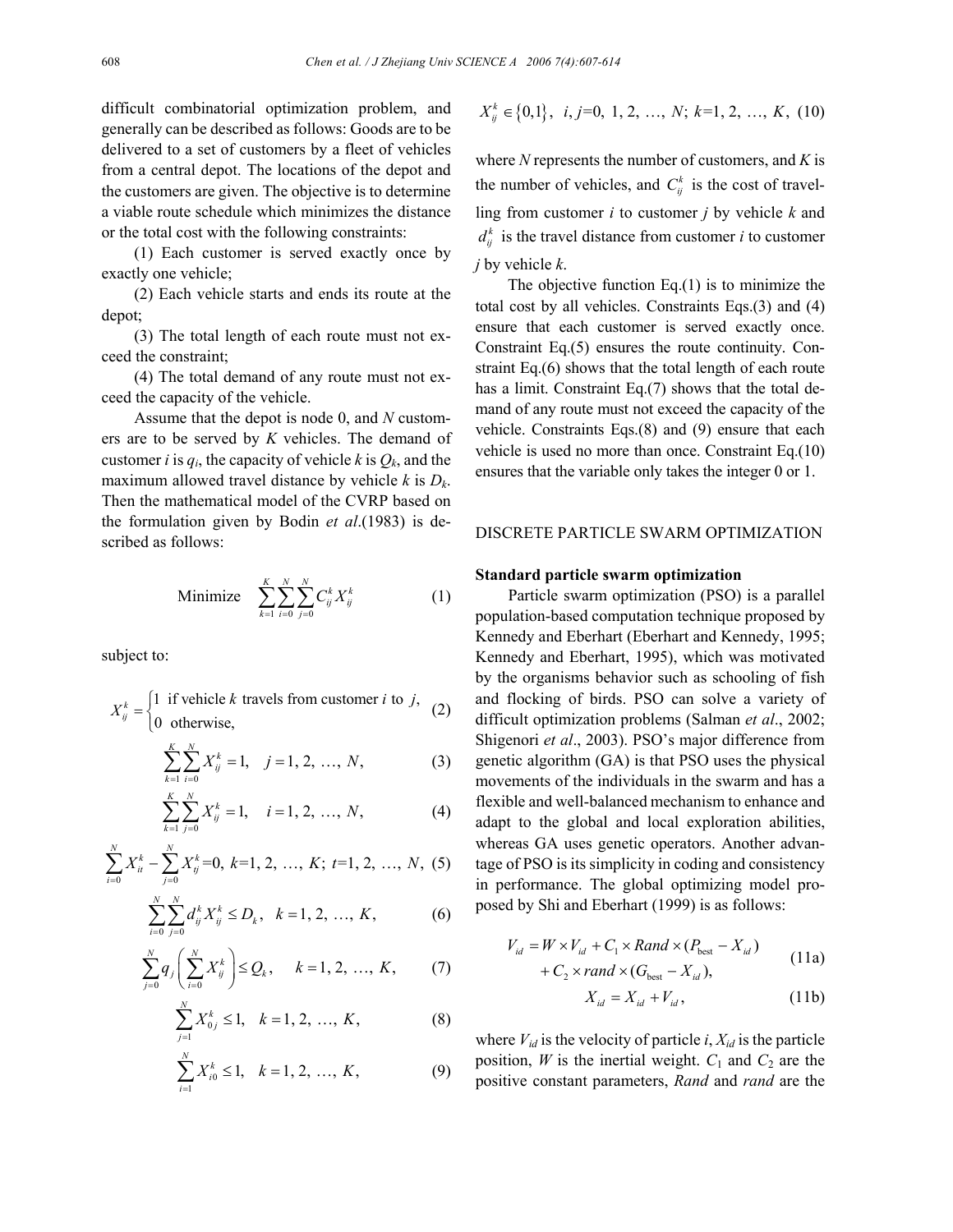difficult combinatorial optimization problem, and generally can be described as follows: Goods are to be delivered to a set of customers by a fleet of vehicles from a central depot. The locations of the depot and the customers are given. The objective is to determine a viable route schedule which minimizes the distance or the total cost with the following constraints:

(1) Each customer is served exactly once by exactly one vehicle;

(2) Each vehicle starts and ends its route at the depot;

(3) The total length of each route must not exceed the constraint;

(4) The total demand of any route must not exceed the capacity of the vehicle.

Assume that the depot is node 0, and $N$ customers are to be served by $K$ vehicles. The demand of customer $i$ is $q_i$, the capacity of vehicle $k$ is $Q_k$, and the maximum allowed travel distance by vehicle $k$ is $D_k$. Then the mathematical model of the CVRP based on the formulation given by Bodin *et al*.(1983) is described as follows:

$$\text{Minimize} \quad \sum_{k=1}^{K}\sum_{i=0}^{N}\sum_{j=0}^{N} C_{ij}^{k} X_{ij}^{k} \tag{1}$$

subject to:

$$X_{ij}^{k} = \begin{cases} 1 & \text{if vehicle } k \text{ travels from customer } i \text{ to } j, \\ 0 & \text{otherwise}, \end{cases} \tag{2}$$

$$\sum_{k=1}^{K}\sum_{i=0}^{N} X_{ij}^{k} = 1, \quad j = 1, 2, \ldots, N, \tag{3}$$

$$\sum_{k=1}^{K}\sum_{j=0}^{N} X_{ij}^{k} = 1, \quad i = 1, 2, \ldots, N, \tag{4}$$

$$\sum_{i=0}^{N} X_{it}^{k} - \sum_{j=0}^{N} X_{tj}^{k} = 0, \; k=1, 2, \ldots, K; \; t=1, 2, \ldots, N, \tag{5}$$

$$\sum_{i=0}^{N}\sum_{j=0}^{N} d_{ij}^{k} X_{ij}^{k} \le D_k, \quad k = 1, 2, \ldots, K, \tag{6}$$

$$\sum_{j=0}^{N} q_j \left( \sum_{i=0}^{N} X_{ij}^{k} \right) \le Q_k, \quad k = 1, 2, \ldots, K, \tag{7}$$

$$\sum_{j=1}^{N} X_{0j}^{k} \le 1, \quad k = 1, 2, \ldots, K, \tag{8}$$

$$\sum_{i=1}^{N} X_{i0}^{k} \le 1, \quad k = 1, 2, \ldots, K, \tag{9}$$

$$X_{ij}^{k} \in \{0,1\}, \quad i, j=0, 1, 2, \ldots, N; \; k=1, 2, \ldots, K, \tag{10}$$

where $N$ represents the number of customers, and $K$ is the number of vehicles, and $C_{ij}^{k}$ is the cost of travelling from customer $i$ to customer $j$ by vehicle $k$ and $d_{ij}^{k}$ is the travel distance from customer $i$ to customer $j$ by vehicle $k$.

The objective function Eq.(1) is to minimize the total cost by all vehicles. Constraints Eqs.(3) and (4) ensure that each customer is served exactly once. Constraint Eq.(5) ensures the route continuity. Constraint Eq.(6) shows that the total length of each route has a limit. Constraint Eq.(7) shows that the total demand of any route must not exceed the capacity of the vehicle. Constraints Eqs.(8) and (9) ensure that each vehicle is used no more than once. Constraint Eq.(10) ensures that the variable only takes the integer 0 or 1.

## DISCRETE PARTICLE SWARM OPTIMIZATION

### Standard particle swarm optimization

Particle swarm optimization (PSO) is a parallel population-based computation technique proposed by Kennedy and Eberhart (Eberhart and Kennedy, 1995; Kennedy and Eberhart, 1995), which was motivated by the organisms behavior such as schooling of fish and flocking of birds. PSO can solve a variety of difficult optimization problems (Salman *et al*., 2002; Shigenori *et al*., 2003). PSO's major difference from genetic algorithm (GA) is that PSO uses the physical movements of the individuals in the swarm and has a flexible and well-balanced mechanism to enhance and adapt to the global and local exploration abilities, whereas GA uses genetic operators. Another advantage of PSO is its simplicity in coding and consistency in performance. The global optimizing model proposed by Shi and Eberhart (1999) is as follows:

$$V_{id} = W \times V_{id} + C_1 \times Rand \times (P_{\text{best}} - X_{id}) + C_2 \times rand \times (G_{\text{best}} - X_{id}), \tag{11a}$$

$$X_{id} = X_{id} + V_{id}, \tag{11b}$$

where $V_{id}$ is the velocity of particle $i$, $X_{id}$ is the particle position, $W$ is the inertial weight. $C_1$ and $C_2$ are the positive constant parameters, *Rand* and *rand* are the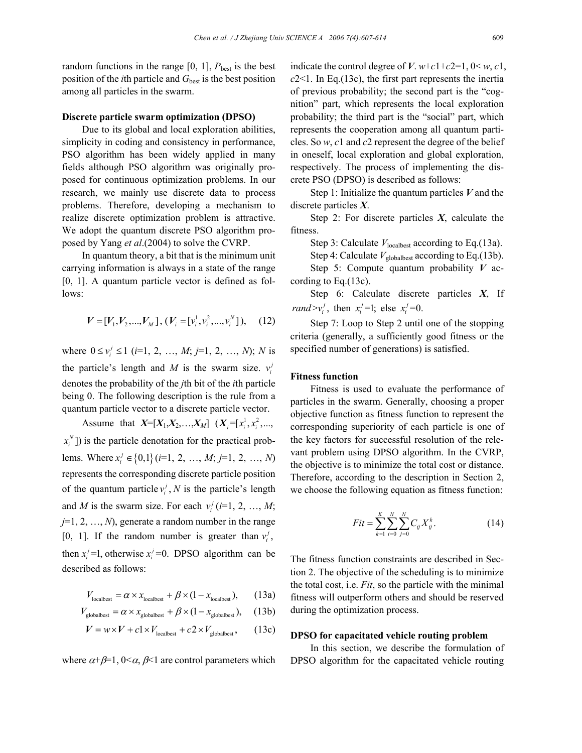random functions in the range [0, 1], $P_{\text{best}}$ is the best position of the $i$th particle and $G_{\text{best}}$ is the best position among all particles in the swarm.

**Discrete particle swarm optimization (DPSO)**

Due to its global and local exploration abilities, simplicity in coding and consistency in performance, PSO algorithm has been widely applied in many fields although PSO algorithm was originally proposed for continuous optimization problems. In our research, we mainly use discrete data to process problems. Therefore, developing a mechanism to realize discrete optimization problem is attractive. We adopt the quantum discrete PSO algorithm proposed by Yang *et al*.(2004) to solve the CVRP.

In quantum theory, a bit that is the minimum unit carrying information is always in a state of the range [0, 1]. A quantum particle vector is defined as follows:

$$\boldsymbol{V}=[\boldsymbol{V}_1,\boldsymbol{V}_2,...,\boldsymbol{V}_M],\ (\boldsymbol{V}_i=[v_i^1,v_i^2,...,v_i^N]),\qquad(12)$$

where $0\le v_i^j\le 1$ ($i$=1, 2, …, $M$; $j$=1, 2, …, $N$); $N$ is the particle's length and $M$ is the swarm size. $v_i^j$ denotes the probability of the $j$th bit of the $i$th particle being 0. The following description is the rule from a quantum particle vector to a discrete particle vector.

Assume that $\boldsymbol{X}$=[$\boldsymbol{X}_1$,$\boldsymbol{X}_2$,…,$\boldsymbol{X}_M$] ($\boldsymbol{X}_i=[x_i^1,x_i^2,...,x_i^N]$) is the particle denotation for the practical problems. Where $x_i^j\in\{0,1\}$ ($i$=1, 2, …, $M$; $j$=1, 2, …, $N$) represents the corresponding discrete particle position of the quantum particle $v_i^j$, $N$ is the particle's length and $M$ is the swarm size. For each $v_i^j$ ($i$=1, 2, …, $M$; $j$=1, 2, …, $N$), generate a random number in the range [0, 1]. If the random number is greater than $v_i^j$, then $x_i^j$=1, otherwise $x_i^j$=0. DPSO algorithm can be described as follows:

$$V_{\text{localbest}}=\alpha\times x_{\text{localbest}}+\beta\times(1-x_{\text{localbest}}),\qquad(13a)$$

$$V_{\text{globalbest}}=\alpha\times x_{\text{globalbest}}+\beta\times(1-x_{\text{globalbest}}),\qquad(13b)$$

$$\boldsymbol{V}=w\times\boldsymbol{V}+c1\times V_{\text{localbest}}+c2\times V_{\text{globalbest}},\qquad(13c)$$

where $\alpha+\beta=1$, $0<\alpha, \beta<1$ are control parameters which indicate the control degree of $\boldsymbol{V}$. $w+c1+c2=1$, $0<w, c1, c2<1$. In Eq.(13c), the first part represents the inertia of previous probability; the second part is the "cognition" part, which represents the local exploration probability; the third part is the "social" part, which represents the cooperation among all quantum particles. So $w$, $c1$ and $c2$ represent the degree of the belief in oneself, local exploration and global exploration, respectively. The process of implementing the discrete PSO (DPSO) is described as follows:

Step 1: Initialize the quantum particles $\boldsymbol{V}$ and the discrete particles $\boldsymbol{X}$.

Step 2: For discrete particles $\boldsymbol{X}$, calculate the fitness.

Step 3: Calculate $V_{\text{localbest}}$ according to Eq.(13a).

Step 4: Calculate $V_{\text{globalbest}}$ according to Eq.(13b).

Step 5: Compute quantum probability $\boldsymbol{V}$ according to Eq.(13c).

Step 6: Calculate discrete particles $\boldsymbol{X}$, If $rand>v_i^j$, then $x_i^j$=1; else $x_i^j$=0.

Step 7: Loop to Step 2 until one of the stopping criteria (generally, a sufficiently good fitness or the specified number of generations) is satisfied.

**Fitness function**

Fitness is used to evaluate the performance of particles in the swarm. Generally, choosing a proper objective function as fitness function to represent the corresponding superiority of each particle is one of the key factors for successful resolution of the relevant problem using DPSO algorithm. In the CVRP, the objective is to minimize the total cost or distance. Therefore, according to the description in Section 2, we choose the following equation as fitness function:

$$Fit=\sum_{k=1}^{K}\sum_{i=0}^{N}\sum_{j=0}^{N}C_{ij}X_{ij}^{k}.\qquad(14)$$

The fitness function constraints are described in Section 2. The objective of the scheduling is to minimize the total cost, i.e. $Fit$, so the particle with the minimal fitness will outperform others and should be reserved during the optimization process.

**DPSO for capacitated vehicle routing problem**

In this section, we describe the formulation of DPSO algorithm for the capacitated vehicle routing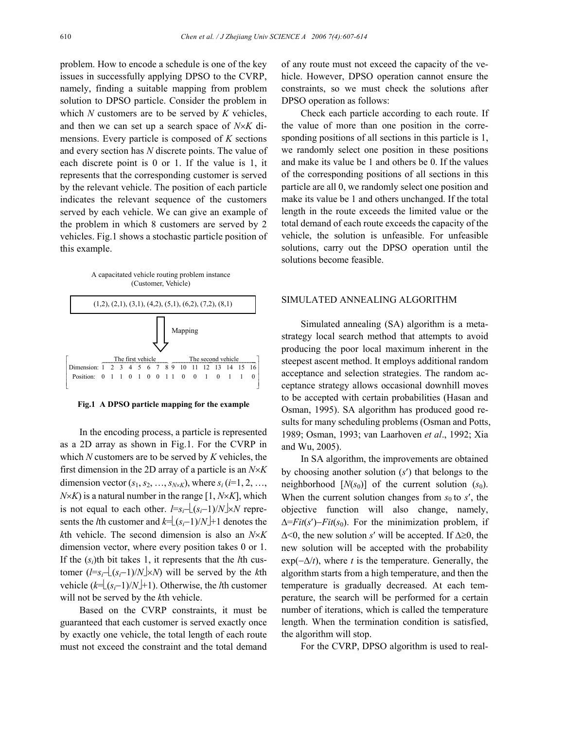problem. How to encode a schedule is one of the key issues in successfully applying DPSO to the CVRP, namely, finding a suitable mapping from problem solution to DPSO particle. Consider the problem in which $N$ customers are to be served by $K$ vehicles, and then we can set up a search space of $N\times K$ dimensions. Every particle is composed of $K$ sections and every section has $N$ discrete points. The value of each discrete point is 0 or 1. If the value is 1, it represents that the corresponding customer is served by the relevant vehicle. The position of each particle indicates the relevant sequence of the customers served by each vehicle. We can give an example of the problem in which 8 customers are served by 2 vehicles. Fig.1 shows a stochastic particle position of this example.

A capacitated vehicle routing problem instance (Customer, Vehicle)

(1,2), (2,1), (3,1), (4,2), (5,1), (6,2), (7,2), (8,1)

Mapping

| | The first vehicle | | | | | | | | The second vehicle | | | | | | | |
|---|---|---|---|---|---|---|---|---|---|---|---|---|---|---|---|---|
| Dimension: | 1 | 2 | 3 | 4 | 5 | 6 | 7 | 8 | 9 | 10 | 11 | 12 | 13 | 14 | 15 | 16 |
| Position: | 0 | 1 | 1 | 0 | 1 | 0 | 0 | 1 | 1 | 0 | 0 | 1 | 0 | 1 | 1 | 0 |

**Fig.1 A DPSO particle mapping for the example**

In the encoding process, a particle is represented as a 2D array as shown in Fig.1. For the CVRP in which $N$ customers are to be served by $K$ vehicles, the first dimension in the 2D array of a particle is an $N\times K$ dimension vector $(s_1, s_2, \ldots, s_{N\times K})$, where $s_i$ $(i=1, 2, \ldots, N\times K)$ is a natural number in the range $[1, N\times K]$, which is not equal to each other. $l=s_i-\lfloor (s_i-1)/N \rfloor \times N$ represents the $l$th customer and $k=\lfloor (s_i-1)/N \rfloor+1$ denotes the $k$th vehicle. The second dimension is also an $N\times K$ dimension vector, where every position takes 0 or 1. If the $(s_i)$th bit takes 1, it represents that the $l$th customer $(l=s_i-\lfloor (s_i-1)/N \rfloor \times N)$ will be served by the $k$th vehicle $(k=\lfloor (s_i-1)/N \rfloor+1)$. Otherwise, the $l$th customer will not be served by the $k$th vehicle.

Based on the CVRP constraints, it must be guaranteed that each customer is served exactly once by exactly one vehicle, the total length of each route must not exceed the constraint and the total demand of any route must not exceed the capacity of the vehicle. However, DPSO operation cannot ensure the constraints, so we must check the solutions after DPSO operation as follows:

Check each particle according to each route. If the value of more than one position in the corresponding positions of all sections in this particle is 1, we randomly select one position in these positions and make its value be 1 and others be 0. If the values of the corresponding positions of all sections in this particle are all 0, we randomly select one position and make its value be 1 and others unchanged. If the total length in the route exceeds the limited value or the total demand of each route exceeds the capacity of the vehicle, the solution is unfeasible. For unfeasible solutions, carry out the DPSO operation until the solutions become feasible.

## SIMULATED ANNEALING ALGORITHM

Simulated annealing (SA) algorithm is a meta-strategy local search method that attempts to avoid producing the poor local maximum inherent in the steepest ascent method. It employs additional random acceptance and selection strategies. The random acceptance strategy allows occasional downhill moves to be accepted with certain probabilities (Hasan and Osman, 1995). SA algorithm has produced good results for many scheduling problems (Osman and Potts, 1989; Osman, 1993; van Laarhoven *et al*., 1992; Xia and Wu, 2005).

In SA algorithm, the improvements are obtained by choosing another solution ($s'$) that belongs to the neighborhood $[N(s_0)]$ of the current solution ($s_0$). When the current solution changes from $s_0$ to $s'$, the objective function will also change, namely, $\Delta=Fit(s')-Fit(s_0)$. For the minimization problem, if $\Delta<0$, the new solution $s'$ will be accepted. If $\Delta\geq 0$, the new solution will be accepted with the probability $\exp(-\Delta/t)$, where $t$ is the temperature. Generally, the algorithm starts from a high temperature, and then the temperature is gradually decreased. At each temperature, the search will be performed for a certain number of iterations, which is called the temperature length. When the termination condition is satisfied, the algorithm will stop.

For the CVRP, DPSO algorithm is used to real-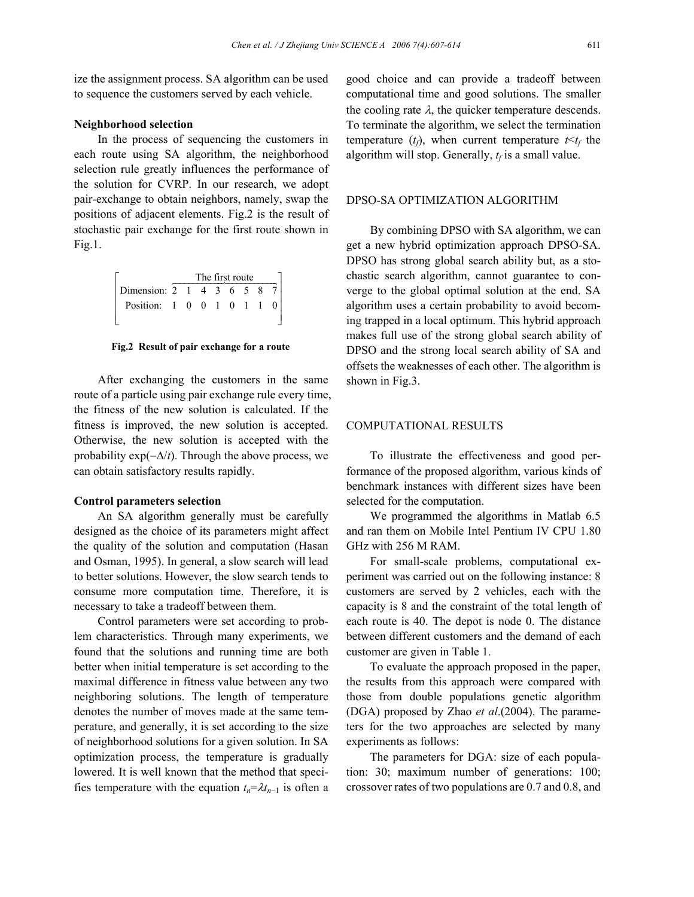ize the assignment process. SA algorithm can be used to sequence the customers served by each vehicle.

**Neighborhood selection**

In the process of sequencing the customers in each route using SA algorithm, the neighborhood selection rule greatly influences the performance of the solution for CVRP. In our research, we adopt pair-exchange to obtain neighbors, namely, swap the positions of adjacent elements. Fig.2 is the result of stochastic pair exchange for the first route shown in Fig.1.

$$\begin{bmatrix} & \overbrace{\qquad\qquad\qquad\qquad\qquad}^{\text{The first route}} \\ \text{Dimension:} & 2 \quad 1 \quad 4 \quad 3 \quad 6 \quad 5 \quad 8 \quad 7 \\ \text{Position:} & 1 \quad 0 \quad 0 \quad 1 \quad 0 \quad 1 \quad 1 \quad 0 \end{bmatrix}$$

**Fig.2 Result of pair exchange for a route**

After exchanging the customers in the same route of a particle using pair exchange rule every time, the fitness of the new solution is calculated. If the fitness is improved, the new solution is accepted. Otherwise, the new solution is accepted with the probability $\exp(-\Delta/t)$. Through the above process, we can obtain satisfactory results rapidly.

**Control parameters selection**

An SA algorithm generally must be carefully designed as the choice of its parameters might affect the quality of the solution and computation (Hasan and Osman, 1995). In general, a slow search will lead to better solutions. However, the slow search tends to consume more computation time. Therefore, it is necessary to take a tradeoff between them.

Control parameters were set according to problem characteristics. Through many experiments, we found that the solutions and running time are both better when initial temperature is set according to the maximal difference in fitness value between any two neighboring solutions. The length of temperature denotes the number of moves made at the same temperature, and generally, it is set according to the size of neighborhood solutions for a given solution. In SA optimization process, the temperature is gradually lowered. It is well known that the method that specifies temperature with the equation $t_n=\lambda t_{n-1}$ is often a good choice and can provide a tradeoff between computational time and good solutions. The smaller the cooling rate $\lambda$, the quicker temperature descends. To terminate the algorithm, we select the termination temperature ($t_f$), when current temperature $t<t_f$ the algorithm will stop. Generally, $t_f$ is a small value.

## DPSO-SA OPTIMIZATION ALGORITHM

By combining DPSO with SA algorithm, we can get a new hybrid optimization approach DPSO-SA. DPSO has strong global search ability but, as a stochastic search algorithm, cannot guarantee to converge to the global optimal solution at the end. SA algorithm uses a certain probability to avoid becoming trapped in a local optimum. This hybrid approach makes full use of the strong global search ability of DPSO and the strong local search ability of SA and offsets the weaknesses of each other. The algorithm is shown in Fig.3.

## COMPUTATIONAL RESULTS

To illustrate the effectiveness and good performance of the proposed algorithm, various kinds of benchmark instances with different sizes have been selected for the computation.

We programmed the algorithms in Matlab 6.5 and ran them on Mobile Intel Pentium IV CPU 1.80 GHz with 256 M RAM.

For small-scale problems, computational experiment was carried out on the following instance: 8 customers are served by 2 vehicles, each with the capacity is 8 and the constraint of the total length of each route is 40. The depot is node 0. The distance between different customers and the demand of each customer are given in Table 1.

To evaluate the approach proposed in the paper, the results from this approach were compared with those from double populations genetic algorithm (DGA) proposed by Zhao *et al*.(2004). The parameters for the two approaches are selected by many experiments as follows:

The parameters for DGA: size of each population: 30; maximum number of generations: 100; crossover rates of two populations are 0.7 and 0.8, and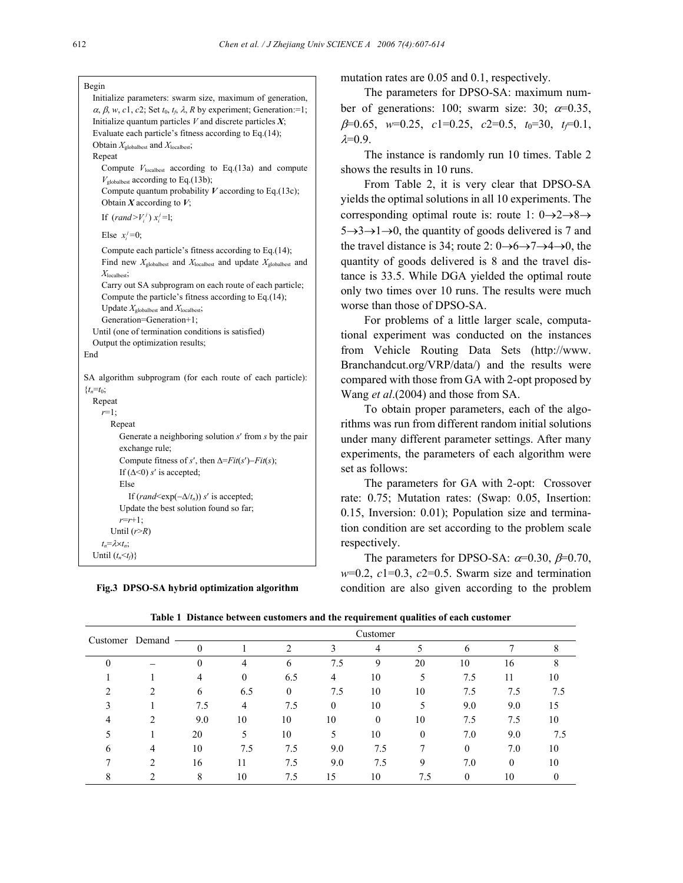```
Begin
   Initialize parameters: swarm size, maximum of generation,
   α, β, w, c1, c2; Set t0, tf, λ, R by experiment; Generation:=1;
   Initialize quantum particles V and discrete particles X;
   Evaluate each particle's fitness according to Eq.(14);
   Obtain X_globalbest and X_localbest;
   Repeat
      Compute V_localbest according to Eq.(13a) and compute
      V_globalbest according to Eq.(13b);
      Compute quantum probability V according to Eq.(13c);
      Obtain X according to V;
      If (rand>V_i^j) x_i^j=1;
      Else x_i^j=0;
      Compute each particle's fitness according to Eq.(14);
      Find new X_globalbest and X_localbest and update X_globalbest and
      X_localbest;
      Carry out SA subprogram on each route of each particle;
      Compute the particle's fitness according to Eq.(14);
      Update X_globalbest and X_localbest;
      Generation=Generation+1;
   Until (one of termination conditions is satisfied)
   Output the optimization results;
End

SA algorithm subprogram (for each route of each particle):
{t_n=t_0;
   Repeat
      r=1;
         Repeat
            Generate a neighboring solution s′ from s by the pair
            exchange rule;
            Compute fitness of s′, then Δ=Fit(s′)−Fit(s);
            If (Δ<0) s′ is accepted;
            Else
               If (rand<exp(−Δ/t_n)) s′ is accepted;
            Update the best solution found so far;
            r=r+1;
         Until (r>R)
      t_n=λ×t_n;
   Until (t_n<t_f)}
```

**Fig.3 DPSO-SA hybrid optimization algorithm**

mutation rates are 0.05 and 0.1, respectively.

The parameters for DPSO-SA: maximum number of generations: 100; swarm size: 30; $\alpha$=0.35, $\beta$=0.65, $w$=0.25, $c1$=0.25, $c2$=0.5, $t_0$=30, $t_f$=0.1, $\lambda$=0.9.

The instance is randomly run 10 times. Table 2 shows the results in 10 runs.

From Table 2, it is very clear that DPSO-SA yields the optimal solutions in all 10 experiments. The corresponding optimal route is: route 1: 0→2→8→5→3→1→0, the quantity of goods delivered is 7 and the travel distance is 34; route 2: 0→6→7→4→0, the quantity of goods delivered is 8 and the travel distance is 33.5. While DGA yielded the optimal route only two times over 10 runs. The results were much worse than those of DPSO-SA.

For problems of a little larger scale, computational experiment was conducted on the instances from Vehicle Routing Data Sets (http://www.Branchandcut.org/VRP/data/) and the results were compared with those from GA with 2-opt proposed by Wang *et al*.(2004) and those from SA.

To obtain proper parameters, each of the algorithms was run from different random initial solutions under many different parameter settings. After many experiments, the parameters of each algorithm were set as follows:

The parameters for GA with 2-opt: Crossover rate: 0.75; Mutation rates: (Swap: 0.05, Insertion: 0.15, Inversion: 0.01); Population size and termination condition are set according to the problem scale respectively.

The parameters for DPSO-SA: $\alpha$=0.30, $\beta$=0.70, $w$=0.2, $c1$=0.3, $c2$=0.5. Swarm size and termination condition are also given according to the problem

**Table 1 Distance between customers and the requirement qualities of each customer**

| Customer | Demand | Customer | | | | | | | | |
|---|---|---|---|---|---|---|---|---|---|---|
| | | 0 | 1 | 2 | 3 | 4 | 5 | 6 | 7 | 8 |
| 0 | – | 0 | 4 | 6 | 7.5 | 9 | 20 | 10 | 16 | 8 |
| 1 | 1 | 4 | 0 | 6.5 | 4 | 10 | 5 | 7.5 | 11 | 10 |
| 2 | 2 | 6 | 6.5 | 0 | 7.5 | 10 | 10 | 7.5 | 7.5 | 7.5 |
| 3 | 1 | 7.5 | 4 | 7.5 | 0 | 10 | 5 | 9.0 | 9.0 | 15 |
| 4 | 2 | 9.0 | 10 | 10 | 10 | 0 | 10 | 7.5 | 7.5 | 10 |
| 5 | 1 | 20 | 5 | 10 | 5 | 10 | 0 | 7.0 | 9.0 | 7.5 |
| 6 | 4 | 10 | 7.5 | 7.5 | 9.0 | 7.5 | 7 | 0 | 7.0 | 10 |
| 7 | 2 | 16 | 11 | 7.5 | 9.0 | 7.5 | 9 | 7.0 | 0 | 10 |
| 8 | 2 | 8 | 10 | 7.5 | 15 | 10 | 7.5 | 0 | 10 | 0 |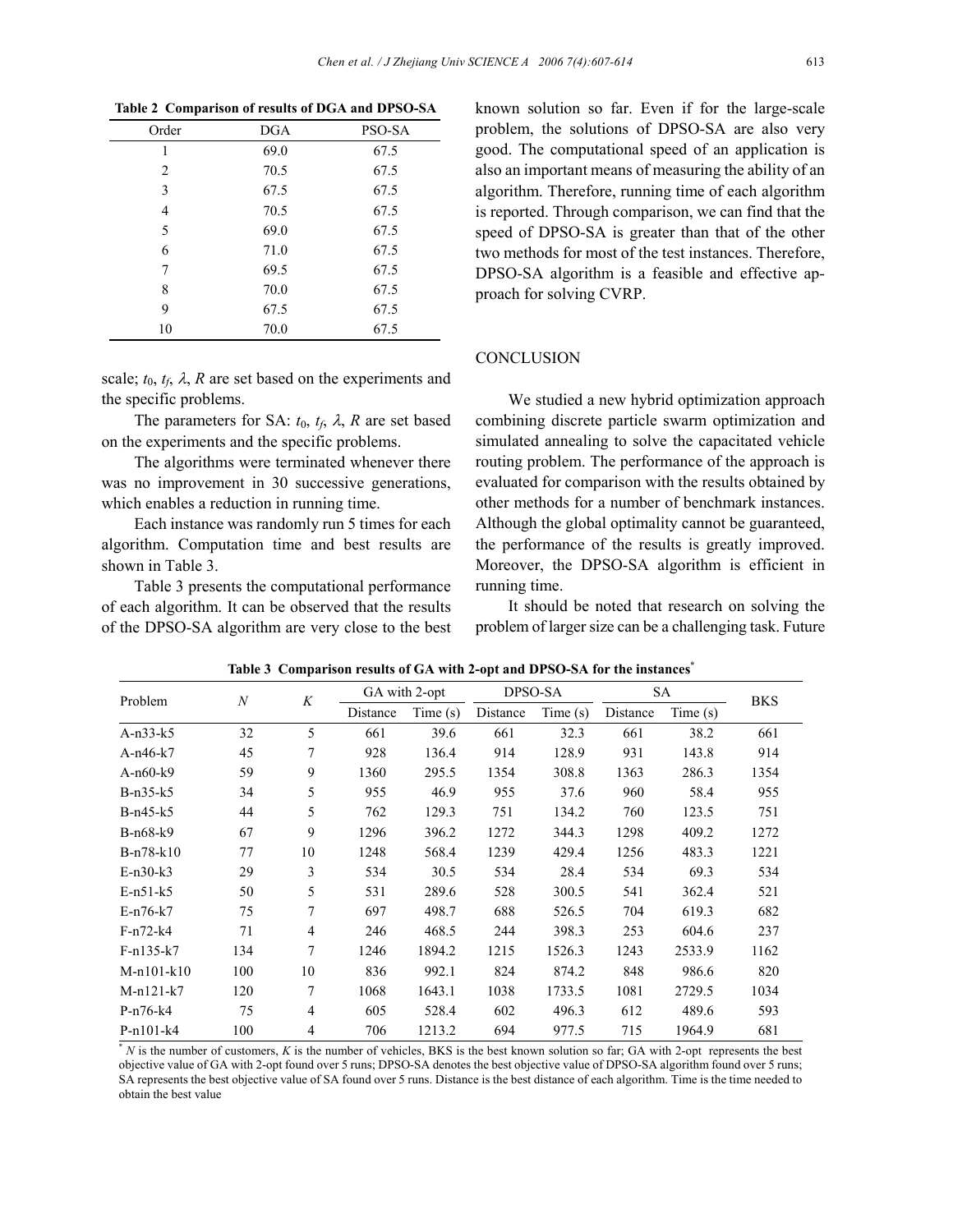**Table 2 Comparison of results of DGA and DPSO-SA**

| Order | DGA | PSO-SA |
|---|---|---|
| 1 | 69.0 | 67.5 |
| 2 | 70.5 | 67.5 |
| 3 | 67.5 | 67.5 |
| 4 | 70.5 | 67.5 |
| 5 | 69.0 | 67.5 |
| 6 | 71.0 | 67.5 |
| 7 | 69.5 | 67.5 |
| 8 | 70.0 | 67.5 |
| 9 | 67.5 | 67.5 |
| 10 | 70.0 | 67.5 |

scale; $t_0$, $t_f$, $\lambda$, $R$ are set based on the experiments and the specific problems.

The parameters for SA: $t_0$, $t_f$, $\lambda$, $R$ are set based on the experiments and the specific problems.

The algorithms were terminated whenever there was no improvement in 30 successive generations, which enables a reduction in running time.

Each instance was randomly run 5 times for each algorithm. Computation time and best results are shown in Table 3.

Table 3 presents the computational performance of each algorithm. It can be observed that the results of the DPSO-SA algorithm are very close to the best known solution so far. Even if for the large-scale problem, the solutions of DPSO-SA are also very good. The computational speed of an application is also an important means of measuring the ability of an algorithm. Therefore, running time of each algorithm is reported. Through comparison, we can find that the speed of DPSO-SA is greater than that of the other two methods for most of the test instances. Therefore, DPSO-SA algorithm is a feasible and effective approach for solving CVRP.

## CONCLUSION

We studied a new hybrid optimization approach combining discrete particle swarm optimization and simulated annealing to solve the capacitated vehicle routing problem. The performance of the approach is evaluated for comparison with the results obtained by other methods for a number of benchmark instances. Although the global optimality cannot be guaranteed, the performance of the results is greatly improved. Moreover, the DPSO-SA algorithm is efficient in running time.

It should be noted that research on solving the problem of larger size can be a challenging task. Future

**Table 3 Comparison results of GA with 2-opt and DPSO-SA for the instances***

| Problem | $N$ | $K$ | GA with 2-opt | | DPSO-SA | | SA | | BKS |
|---|---|---|---|---|---|---|---|---|---|
| | | | Distance | Time (s) | Distance | Time (s) | Distance | Time (s) | |
| A-n33-k5 | 32 | 5 | 661 | 39.6 | 661 | 32.3 | 661 | 38.2 | 661 |
| A-n46-k7 | 45 | 7 | 928 | 136.4 | 914 | 128.9 | 931 | 143.8 | 914 |
| A-n60-k9 | 59 | 9 | 1360 | 295.5 | 1354 | 308.8 | 1363 | 286.3 | 1354 |
| B-n35-k5 | 34 | 5 | 955 | 46.9 | 955 | 37.6 | 960 | 58.4 | 955 |
| B-n45-k5 | 44 | 5 | 762 | 129.3 | 751 | 134.2 | 760 | 123.5 | 751 |
| B-n68-k9 | 67 | 9 | 1296 | 396.2 | 1272 | 344.3 | 1298 | 409.2 | 1272 |
| B-n78-k10 | 77 | 10 | 1248 | 568.4 | 1239 | 429.4 | 1256 | 483.3 | 1221 |
| E-n30-k3 | 29 | 3 | 534 | 30.5 | 534 | 28.4 | 534 | 69.3 | 534 |
| E-n51-k5 | 50 | 5 | 531 | 289.6 | 528 | 300.5 | 541 | 362.4 | 521 |
| E-n76-k7 | 75 | 7 | 697 | 498.7 | 688 | 526.5 | 704 | 619.3 | 682 |
| F-n72-k4 | 71 | 4 | 246 | 468.5 | 244 | 398.3 | 253 | 604.6 | 237 |
| F-n135-k7 | 134 | 7 | 1246 | 1894.2 | 1215 | 1526.3 | 1243 | 2533.9 | 1162 |
| M-n101-k10 | 100 | 10 | 836 | 992.1 | 824 | 874.2 | 848 | 986.6 | 820 |
| M-n121-k7 | 120 | 7 | 1068 | 1643.1 | 1038 | 1733.5 | 1081 | 2729.5 | 1034 |
| P-n76-k4 | 75 | 4 | 605 | 528.4 | 602 | 496.3 | 612 | 489.6 | 593 |
| P-n101-k4 | 100 | 4 | 706 | 1213.2 | 694 | 977.5 | 715 | 1964.9 | 681 |

\* $N$ is the number of customers, $K$ is the number of vehicles, BKS is the best known solution so far; GA with 2-opt represents the best objective value of GA with 2-opt found over 5 runs; DPSO-SA denotes the best objective value of DPSO-SA algorithm found over 5 runs; SA represents the best objective value of SA found over 5 runs. Distance is the best distance of each algorithm. Time is the time needed to obtain the best value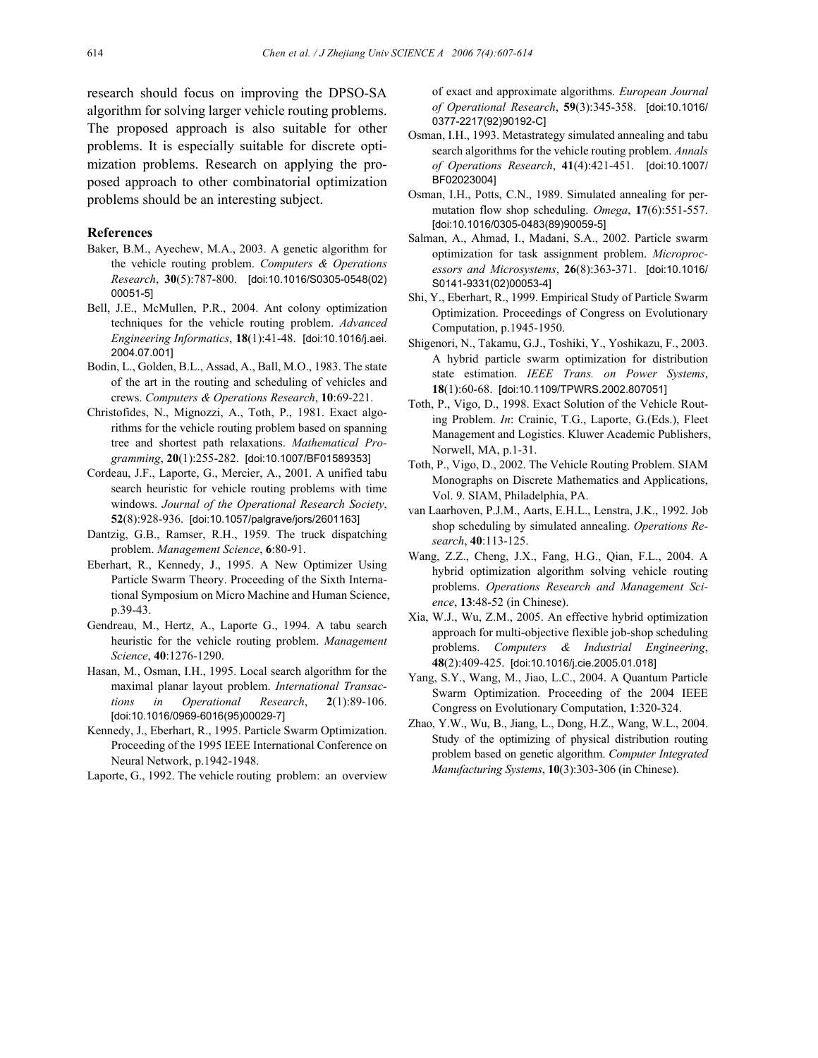research should focus on improving the DPSO-SA algorithm for solving larger vehicle routing problems. The proposed approach is also suitable for other problems. It is especially suitable for discrete optimization problems. Research on applying the proposed approach to other combinatorial optimization problems should be an interesting subject.

## References

Baker, B.M., Ayechew, M.A., 2003. A genetic algorithm for the vehicle routing problem. *Computers & Operations Research*, **30**(5):787-800. [doi:10.1016/S0305-0548(02)00051-5]

Bell, J.E., McMullen, P.R., 2004. Ant colony optimization techniques for the vehicle routing problem. *Advanced Engineering Informatics*, **18**(1):41-48. [doi:10.1016/j.aei.2004.07.001]

Bodin, L., Golden, B.L., Assad, A., Ball, M.O., 1983. The state of the art in the routing and scheduling of vehicles and crews. *Computers & Operations Research*, **10**:69-221.

Christofides, N., Mignozzi, A., Toth, P., 1981. Exact algorithms for the vehicle routing problem based on spanning tree and shortest path relaxations. *Mathematical Programming*, **20**(1):255-282. [doi:10.1007/BF01589353]

Cordeau, J.F., Laporte, G., Mercier, A., 2001. A unified tabu search heuristic for vehicle routing problems with time windows. *Journal of the Operational Research Society*, **52**(8):928-936. [doi:10.1057/palgrave/jors/2601163]

Dantzig, G.B., Ramser, R.H., 1959. The truck dispatching problem. *Management Science*, **6**:80-91.

Eberhart, R., Kennedy, J., 1995. A New Optimizer Using Particle Swarm Theory. Proceeding of the Sixth International Symposium on Micro Machine and Human Science, p.39-43.

Gendreau, M., Hertz, A., Laporte G., 1994. A tabu search heuristic for the vehicle routing problem. *Management Science*, **40**:1276-1290.

Hasan, M., Osman, I.H., 1995. Local search algorithm for the maximal planar layout problem. *International Transactions in Operational Research*, **2**(1):89-106. [doi:10.1016/0969-6016(95)00029-7]

Kennedy, J., Eberhart, R., 1995. Particle Swarm Optimization. Proceeding of the 1995 IEEE International Conference on Neural Network, p.1942-1948.

Laporte, G., 1992. The vehicle routing problem: an overview of exact and approximate algorithms. *European Journal of Operational Research*, **59**(3):345-358. [doi:10.1016/0377-2217(92)90192-C]

Osman, I.H., 1993. Metastrategy simulated annealing and tabu search algorithms for the vehicle routing problem. *Annals of Operations Research*, **41**(4):421-451. [doi:10.1007/BF02023004]

Osman, I.H., Potts, C.N., 1989. Simulated annealing for permutation flow shop scheduling. *Omega*, **17**(6):551-557. [doi:10.1016/0305-0483(89)90059-5]

Salman, A., Ahmad, I., Madani, S.A., 2002. Particle swarm optimization for task assignment problem. *Microprocessors and Microsystems*, **26**(8):363-371. [doi:10.1016/S0141-9331(02)00053-4]

Shi, Y., Eberhart, R., 1999. Empirical Study of Particle Swarm Optimization. Proceedings of Congress on Evolutionary Computation, p.1945-1950.

Shigenori, N., Takamu, G.J., Toshiki, Y., Yoshikazu, F., 2003. A hybrid particle swarm optimization for distribution state estimation. *IEEE Trans. on Power Systems*, **18**(1):60-68. [doi:10.1109/TPWRS.2002.807051]

Toth, P., Vigo, D., 1998. Exact Solution of the Vehicle Routing Problem. *In*: Crainic, T.G., Laporte, G.(Eds.), Fleet Management and Logistics. Kluwer Academic Publishers, Norwell, MA, p.1-31.

Toth, P., Vigo, D., 2002. The Vehicle Routing Problem. SIAM Monographs on Discrete Mathematics and Applications, Vol. 9. SIAM, Philadelphia, PA.

van Laarhoven, P.J.M., Aarts, E.H.L., Lenstra, J.K., 1992. Job shop scheduling by simulated annealing. *Operations Research*, **40**:113-125.

Wang, Z.Z., Cheng, J.X., Fang, H.G., Qian, F.L., 2004. A hybrid optimization algorithm solving vehicle routing problems. *Operations Research and Management Science*, **13**:48-52 (in Chinese).

Xia, W.J., Wu, Z.M., 2005. An effective hybrid optimization approach for multi-objective flexible job-shop scheduling problems. *Computers & Industrial Engineering*, **48**(2):409-425. [doi:10.1016/j.cie.2005.01.018]

Yang, S.Y., Wang, M., Jiao, L.C., 2004. A Quantum Particle Swarm Optimization. Proceeding of the 2004 IEEE Congress on Evolutionary Computation, **1**:320-324.

Zhao, Y.W., Wu, B., Jiang, L., Dong, H.Z., Wang, W.L., 2004. Study of the optimizing of physical distribution routing problem based on genetic algorithm. *Computer Integrated Manufacturing Systems*, **10**(3):303-306 (in Chinese).